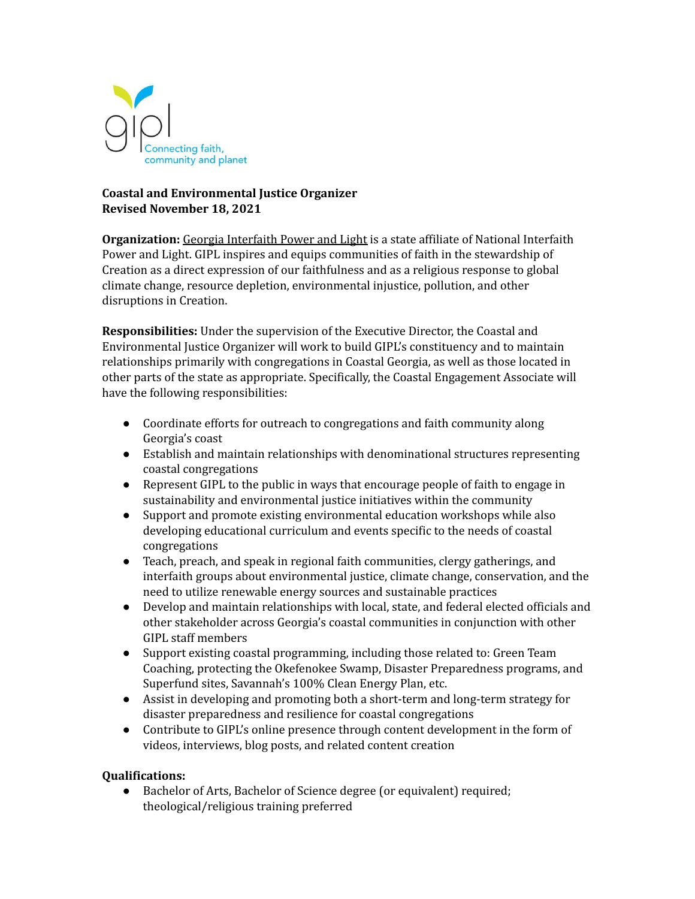gipl
Connecting faith, community and planet

**Coastal and Environmental Justice Organizer**
**Revised November 18, 2021**

**Organization:** Georgia Interfaith Power and Light is a state affiliate of National Interfaith Power and Light. GIPL inspires and equips communities of faith in the stewardship of Creation as a direct expression of our faithfulness and as a religious response to global climate change, resource depletion, environmental injustice, pollution, and other disruptions in Creation.

**Responsibilities:** Under the supervision of the Executive Director, the Coastal and Environmental Justice Organizer will work to build GIPL's constituency and to maintain relationships primarily with congregations in Coastal Georgia, as well as those located in other parts of the state as appropriate. Specifically, the Coastal Engagement Associate will have the following responsibilities:

- Coordinate efforts for outreach to congregations and faith community along Georgia's coast
- Establish and maintain relationships with denominational structures representing coastal congregations
- Represent GIPL to the public in ways that encourage people of faith to engage in sustainability and environmental justice initiatives within the community
- Support and promote existing environmental education workshops while also developing educational curriculum and events specific to the needs of coastal congregations
- Teach, preach, and speak in regional faith communities, clergy gatherings, and interfaith groups about environmental justice, climate change, conservation, and the need to utilize renewable energy sources and sustainable practices
- Develop and maintain relationships with local, state, and federal elected officials and other stakeholder across Georgia's coastal communities in conjunction with other GIPL staff members
- Support existing coastal programming, including those related to: Green Team Coaching, protecting the Okefenokee Swamp, Disaster Preparedness programs, and Superfund sites, Savannah's 100% Clean Energy Plan, etc.
- Assist in developing and promoting both a short-term and long-term strategy for disaster preparedness and resilience for coastal congregations
- Contribute to GIPL's online presence through content development in the form of videos, interviews, blog posts, and related content creation

**Qualifications:**

- Bachelor of Arts, Bachelor of Science degree (or equivalent) required; theological/religious training preferred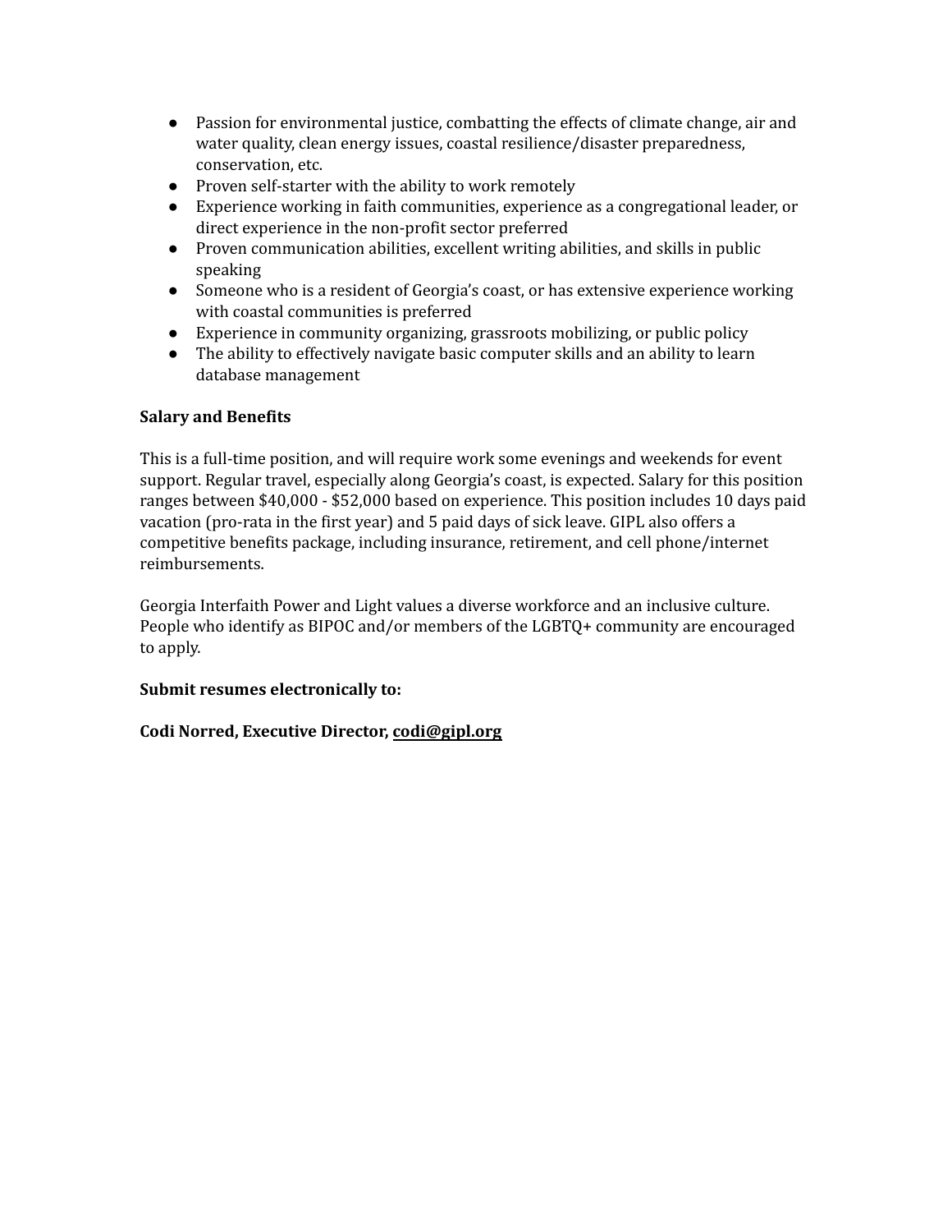- Passion for environmental justice, combatting the effects of climate change, air and water quality, clean energy issues, coastal resilience/disaster preparedness, conservation, etc.
- Proven self-starter with the ability to work remotely
- Experience working in faith communities, experience as a congregational leader, or direct experience in the non-profit sector preferred
- Proven communication abilities, excellent writing abilities, and skills in public speaking
- Someone who is a resident of Georgia's coast, or has extensive experience working with coastal communities is preferred
- Experience in community organizing, grassroots mobilizing, or public policy
- The ability to effectively navigate basic computer skills and an ability to learn database management

**Salary and Benefits**

This is a full-time position, and will require work some evenings and weekends for event support. Regular travel, especially along Georgia's coast, is expected. Salary for this position ranges between $40,000 - $52,000 based on experience. This position includes 10 days paid vacation (pro-rata in the first year) and 5 paid days of sick leave. GIPL also offers a competitive benefits package, including insurance, retirement, and cell phone/internet reimbursements.

Georgia Interfaith Power and Light values a diverse workforce and an inclusive culture. People who identify as BIPOC and/or members of the LGBTQ+ community are encouraged to apply.

**Submit resumes electronically to:**

**Codi Norred, Executive Director, codi@gipl.org**